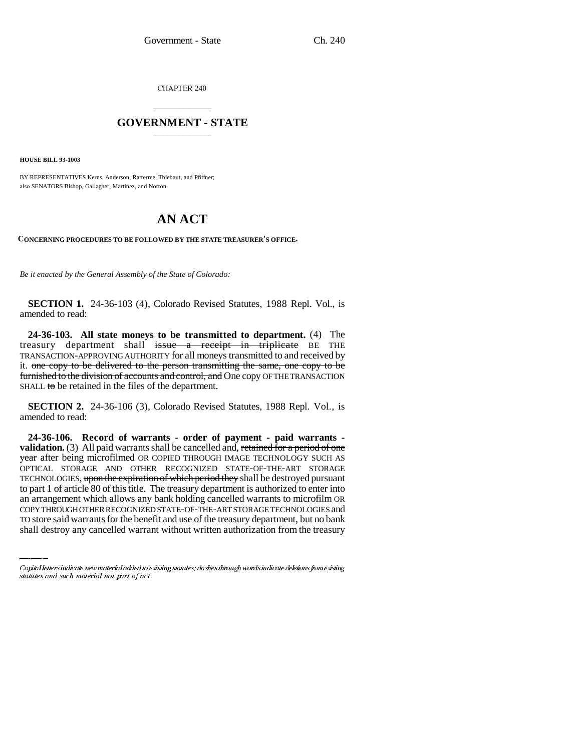CHAPTER 240

# GOVERNMENT - STATE

**HOUSE BILL 93-1003**

BY REPRESENTATIVES Kerns, Anderson, Ratterree, Thiebaut, and Pfiffner;
also SENATORS Bishop, Gallagher, Martinez, and Norton.

# AN ACT

**CONCERNING PROCEDURES TO BE FOLLOWED BY THE STATE TREASURER'S OFFICE.**

*Be it enacted by the General Assembly of the State of Colorado:*

**SECTION 1.** 24-36-103 (4), Colorado Revised Statutes, 1988 Repl. Vol., is amended to read:

**24-36-103. All state moneys to be transmitted to department.** (4) The treasury department shall ~~issue a receipt in triplicate~~ BE THE TRANSACTION-APPROVING AUTHORITY for all moneys transmitted to and received by it. ~~one copy to be delivered to the person transmitting the same, one copy to be furnished to the division of accounts and control, and~~ One copy OF THE TRANSACTION SHALL ~~to~~ be retained in the files of the department.

**SECTION 2.** 24-36-106 (3), Colorado Revised Statutes, 1988 Repl. Vol., is amended to read:

**24-36-106. Record of warrants - order of payment - paid warrants - validation.** (3) All paid warrants shall be cancelled and, ~~retained for a period of one year~~ after being microfilmed OR COPIED THROUGH IMAGE TECHNOLOGY SUCH AS OPTICAL STORAGE AND OTHER RECOGNIZED STATE-OF-THE-ART STORAGE TECHNOLOGIES, ~~upon the expiration of which period they~~ shall be destroyed pursuant to part 1 of article 80 of this title. The treasury department is authorized to enter into an arrangement which allows any bank holding cancelled warrants to microfilm OR COPY THROUGH OTHER RECOGNIZED STATE-OF-THE-ART STORAGE TECHNOLOGIES and TO store said warrants for the benefit and use of the treasury department, but no bank shall destroy any cancelled warrant without written authorization from the treasury

Capital letters indicate new material added to existing statutes; dashes through words indicate deletions from existing statutes and such material not part of act.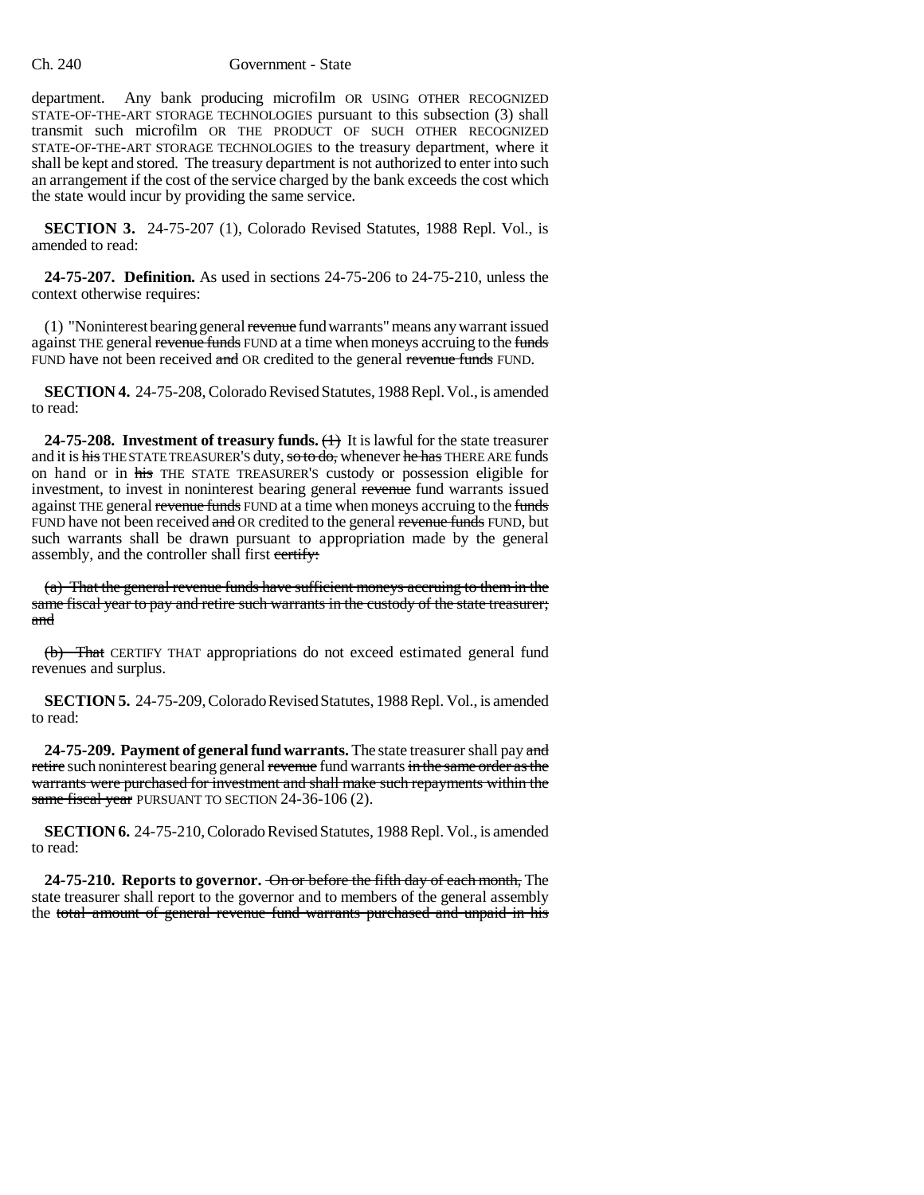department. Any bank producing microfilm OR USING OTHER RECOGNIZED STATE-OF-THE-ART STORAGE TECHNOLOGIES pursuant to this subsection (3) shall transmit such microfilm OR THE PRODUCT OF SUCH OTHER RECOGNIZED STATE-OF-THE-ART STORAGE TECHNOLOGIES to the treasury department, where it shall be kept and stored. The treasury department is not authorized to enter into such an arrangement if the cost of the service charged by the bank exceeds the cost which the state would incur by providing the same service.

**SECTION 3.** 24-75-207 (1), Colorado Revised Statutes, 1988 Repl. Vol., is amended to read:

**24-75-207. Definition.** As used in sections 24-75-206 to 24-75-210, unless the context otherwise requires:

(1) "Noninterest bearing general ~~revenue~~ fund warrants" means any warrant issued against THE general ~~revenue funds~~ FUND at a time when moneys accruing to the ~~funds~~ FUND have not been received ~~and~~ OR credited to the general ~~revenue funds~~ FUND.

**SECTION 4.** 24-75-208, Colorado Revised Statutes, 1988 Repl. Vol., is amended to read:

**24-75-208. Investment of treasury funds.** ~~(1)~~ It is lawful for the state treasurer and it is ~~his~~ THE STATE TREASURER'S duty, ~~so to do,~~ whenever ~~he has~~ THERE ARE funds on hand or in ~~his~~ THE STATE TREASURER'S custody or possession eligible for investment, to invest in noninterest bearing general ~~revenue~~ fund warrants issued against THE general ~~revenue funds~~ FUND at a time when moneys accruing to the ~~funds~~ FUND have not been received ~~and~~ OR credited to the general ~~revenue funds~~ FUND, but such warrants shall be drawn pursuant to appropriation made by the general assembly, and the controller shall first ~~certify:~~

~~(a) That the general revenue funds have sufficient moneys accruing to them in the same fiscal year to pay and retire such warrants in the custody of the state treasurer; and~~

~~(b) That~~ CERTIFY THAT appropriations do not exceed estimated general fund revenues and surplus.

**SECTION 5.** 24-75-209, Colorado Revised Statutes, 1988 Repl. Vol., is amended to read:

**24-75-209. Payment of general fund warrants.** The state treasurer shall pay ~~and retire~~ such noninterest bearing general ~~revenue~~ fund warrants ~~in the same order as the warrants were purchased for investment and shall make such repayments within the same fiscal year~~ PURSUANT TO SECTION 24-36-106 (2).

**SECTION 6.** 24-75-210, Colorado Revised Statutes, 1988 Repl. Vol., is amended to read:

**24-75-210. Reports to governor.** ~~On or before the fifth day of each month,~~ The state treasurer shall report to the governor and to members of the general assembly the ~~total amount of general revenue fund warrants purchased and unpaid in his~~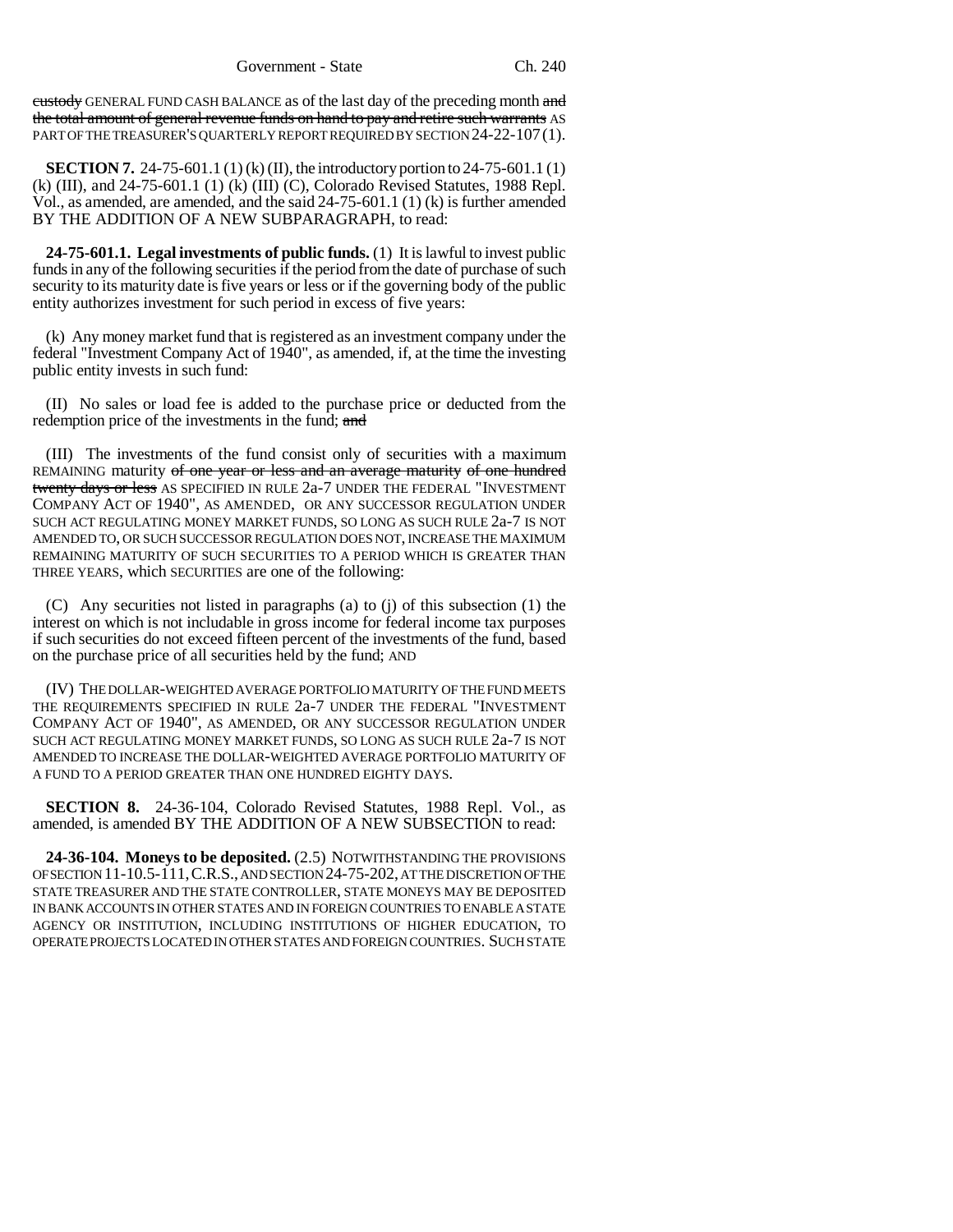custody GENERAL FUND CASH BALANCE as of the last day of the preceding month and the total amount of general revenue funds on hand to pay and retire such warrants AS PART OF THE TREASURER'S QUARTERLY REPORT REQUIRED BY SECTION 24-22-107 (1).

**SECTION 7.** 24-75-601.1 (1) (k) (II), the introductory portion to 24-75-601.1 (1) (k) (III), and 24-75-601.1 (1) (k) (III) (C), Colorado Revised Statutes, 1988 Repl. Vol., as amended, are amended, and the said 24-75-601.1 (1) (k) is further amended BY THE ADDITION OF A NEW SUBPARAGRAPH, to read:

**24-75-601.1. Legal investments of public funds.** (1) It is lawful to invest public funds in any of the following securities if the period from the date of purchase of such security to its maturity date is five years or less or if the governing body of the public entity authorizes investment for such period in excess of five years:

(k) Any money market fund that is registered as an investment company under the federal "Investment Company Act of 1940", as amended, if, at the time the investing public entity invests in such fund:

(II) No sales or load fee is added to the purchase price or deducted from the redemption price of the investments in the fund; and

(III) The investments of the fund consist only of securities with a maximum REMAINING maturity of one year or less and an average maturity of one hundred twenty days or less AS SPECIFIED IN RULE 2a-7 UNDER THE FEDERAL "INVESTMENT COMPANY ACT OF 1940", AS AMENDED, OR ANY SUCCESSOR REGULATION UNDER SUCH ACT REGULATING MONEY MARKET FUNDS, SO LONG AS SUCH RULE 2a-7 IS NOT AMENDED TO, OR SUCH SUCCESSOR REGULATION DOES NOT, INCREASE THE MAXIMUM REMAINING MATURITY OF SUCH SECURITIES TO A PERIOD WHICH IS GREATER THAN THREE YEARS, which SECURITIES are one of the following:

(C) Any securities not listed in paragraphs (a) to (j) of this subsection (1) the interest on which is not includable in gross income for federal income tax purposes if such securities do not exceed fifteen percent of the investments of the fund, based on the purchase price of all securities held by the fund; AND

(IV) THE DOLLAR-WEIGHTED AVERAGE PORTFOLIO MATURITY OF THE FUND MEETS THE REQUIREMENTS SPECIFIED IN RULE 2a-7 UNDER THE FEDERAL "INVESTMENT COMPANY ACT OF 1940", AS AMENDED, OR ANY SUCCESSOR REGULATION UNDER SUCH ACT REGULATING MONEY MARKET FUNDS, SO LONG AS SUCH RULE 2a-7 IS NOT AMENDED TO INCREASE THE DOLLAR-WEIGHTED AVERAGE PORTFOLIO MATURITY OF A FUND TO A PERIOD GREATER THAN ONE HUNDRED EIGHTY DAYS.

**SECTION 8.** 24-36-104, Colorado Revised Statutes, 1988 Repl. Vol., as amended, is amended BY THE ADDITION OF A NEW SUBSECTION to read:

**24-36-104. Moneys to be deposited.** (2.5) NOTWITHSTANDING THE PROVISIONS OF SECTION 11-10.5-111, C.R.S., AND SECTION 24-75-202, AT THE DISCRETION OF THE STATE TREASURER AND THE STATE CONTROLLER, STATE MONEYS MAY BE DEPOSITED IN BANK ACCOUNTS IN OTHER STATES AND IN FOREIGN COUNTRIES TO ENABLE A STATE AGENCY OR INSTITUTION, INCLUDING INSTITUTIONS OF HIGHER EDUCATION, TO OPERATE PROJECTS LOCATED IN OTHER STATES AND FOREIGN COUNTRIES. SUCH STATE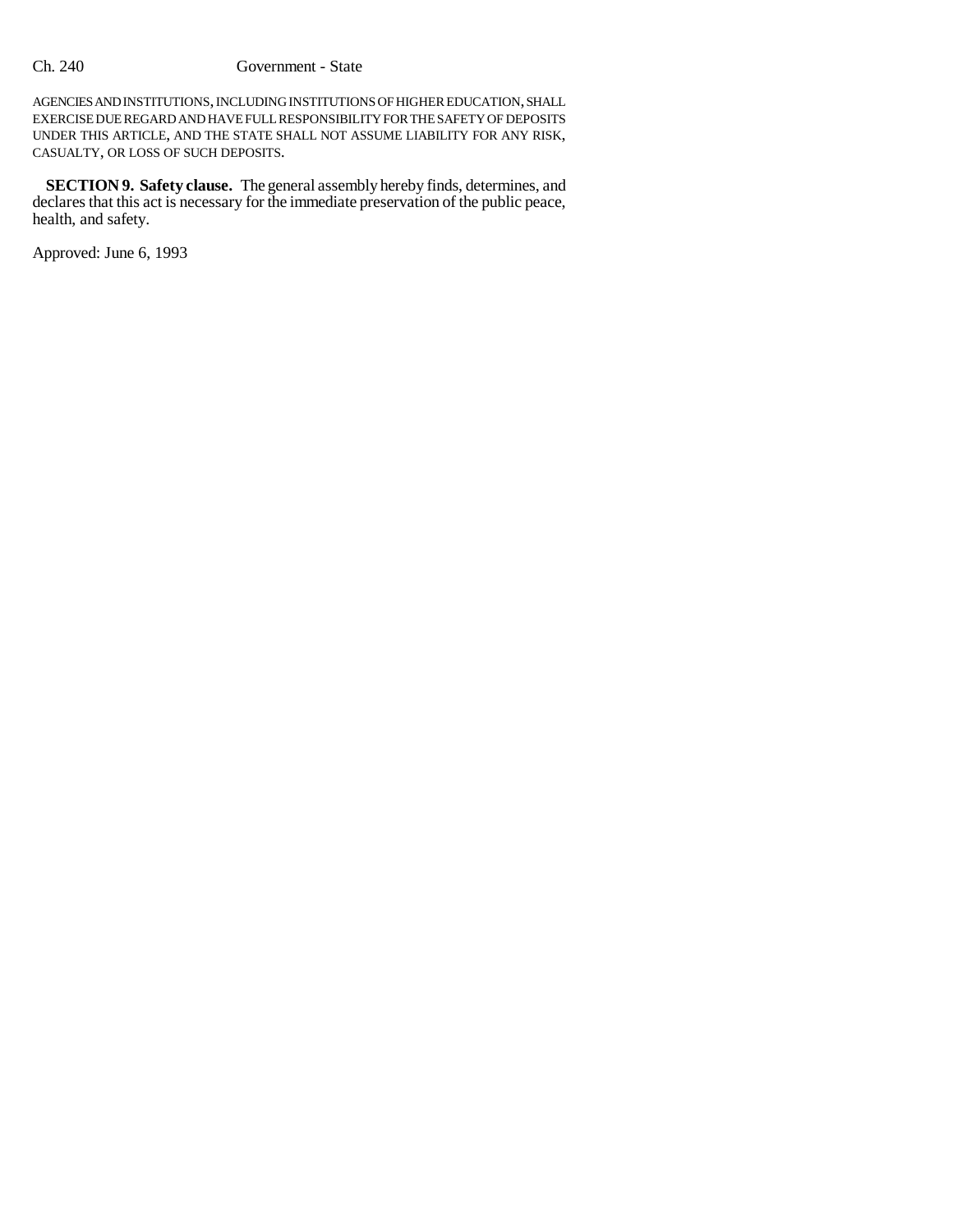AGENCIES AND INSTITUTIONS, INCLUDING INSTITUTIONS OF HIGHER EDUCATION, SHALL EXERCISE DUE REGARD AND HAVE FULL RESPONSIBILITY FOR THE SAFETY OF DEPOSITS UNDER THIS ARTICLE, AND THE STATE SHALL NOT ASSUME LIABILITY FOR ANY RISK, CASUALTY, OR LOSS OF SUCH DEPOSITS.

**SECTION 9. Safety clause.** The general assembly hereby finds, determines, and declares that this act is necessary for the immediate preservation of the public peace, health, and safety.

Approved: June 6, 1993